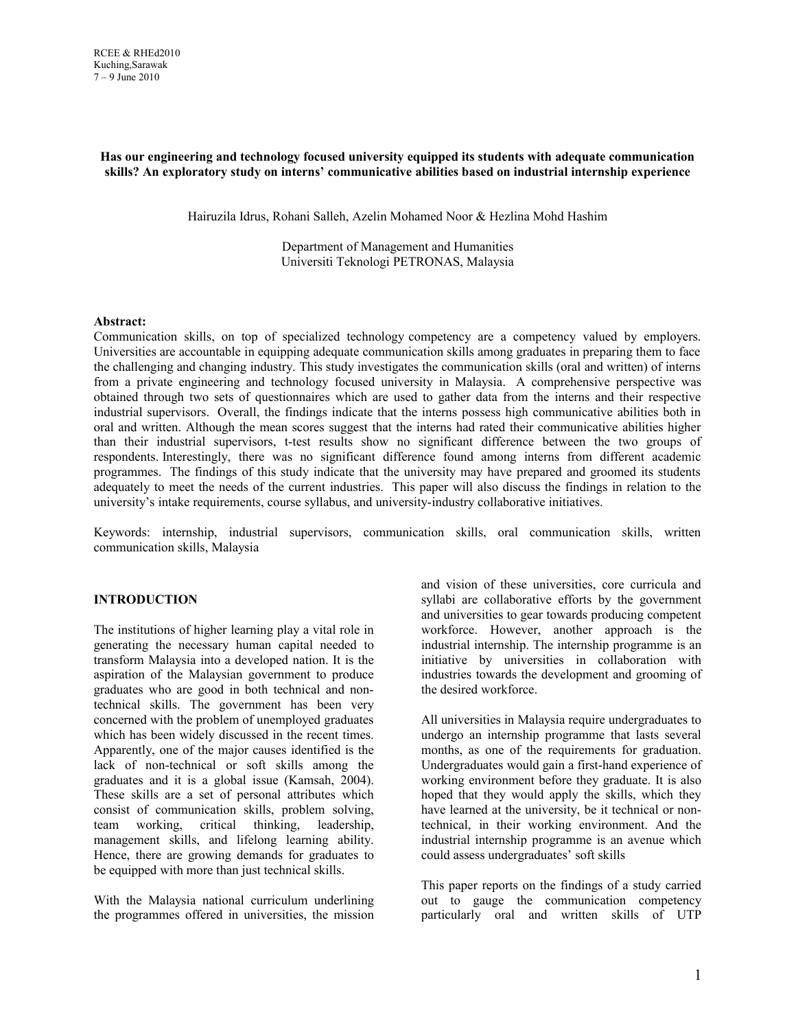RCEE & RHEd2010
Kuching,Sarawak
7 – 9 June 2010

# Has our engineering and technology focused university equipped its students with adequate communication skills? An exploratory study on interns' communicative abilities based on industrial internship experience

Hairuzila Idrus, Rohani Salleh, Azelin Mohamed Noor & Hezlina Mohd Hashim

Department of Management and Humanities
Universiti Teknologi PETRONAS, Malaysia

**Abstract:**
Communication skills, on top of specialized technology competency are a competency valued by employers. Universities are accountable in equipping adequate communication skills among graduates in preparing them to face the challenging and changing industry. This study investigates the communication skills (oral and written) of interns from a private engineering and technology focused university in Malaysia. A comprehensive perspective was obtained through two sets of questionnaires which are used to gather data from the interns and their respective industrial supervisors. Overall, the findings indicate that the interns possess high communicative abilities both in oral and written. Although the mean scores suggest that the interns had rated their communicative abilities higher than their industrial supervisors, t-test results show no significant difference between the two groups of respondents. Interestingly, there was no significant difference found among interns from different academic programmes. The findings of this study indicate that the university may have prepared and groomed its students adequately to meet the needs of the current industries. This paper will also discuss the findings in relation to the university's intake requirements, course syllabus, and university-industry collaborative initiatives.

Keywords: internship, industrial supervisors, communication skills, oral communication skills, written communication skills, Malaysia

## INTRODUCTION

The institutions of higher learning play a vital role in generating the necessary human capital needed to transform Malaysia into a developed nation. It is the aspiration of the Malaysian government to produce graduates who are good in both technical and non-technical skills. The government has been very concerned with the problem of unemployed graduates which has been widely discussed in the recent times. Apparently, one of the major causes identified is the lack of non-technical or soft skills among the graduates and it is a global issue (Kamsah, 2004). These skills are a set of personal attributes which consist of communication skills, problem solving, team working, critical thinking, leadership, management skills, and lifelong learning ability. Hence, there are growing demands for graduates to be equipped with more than just technical skills.

With the Malaysia national curriculum underlining the programmes offered in universities, the mission and vision of these universities, core curricula and syllabi are collaborative efforts by the government and universities to gear towards producing competent workforce. However, another approach is the industrial internship. The internship programme is an initiative by universities in collaboration with industries towards the development and grooming of the desired workforce.

All universities in Malaysia require undergraduates to undergo an internship programme that lasts several months, as one of the requirements for graduation. Undergraduates would gain a first-hand experience of working environment before they graduate. It is also hoped that they would apply the skills, which they have learned at the university, be it technical or non-technical, in their working environment. And the industrial internship programme is an avenue which could assess undergraduates' soft skills

This paper reports on the findings of a study carried out to gauge the communication competency particularly oral and written skills of UTP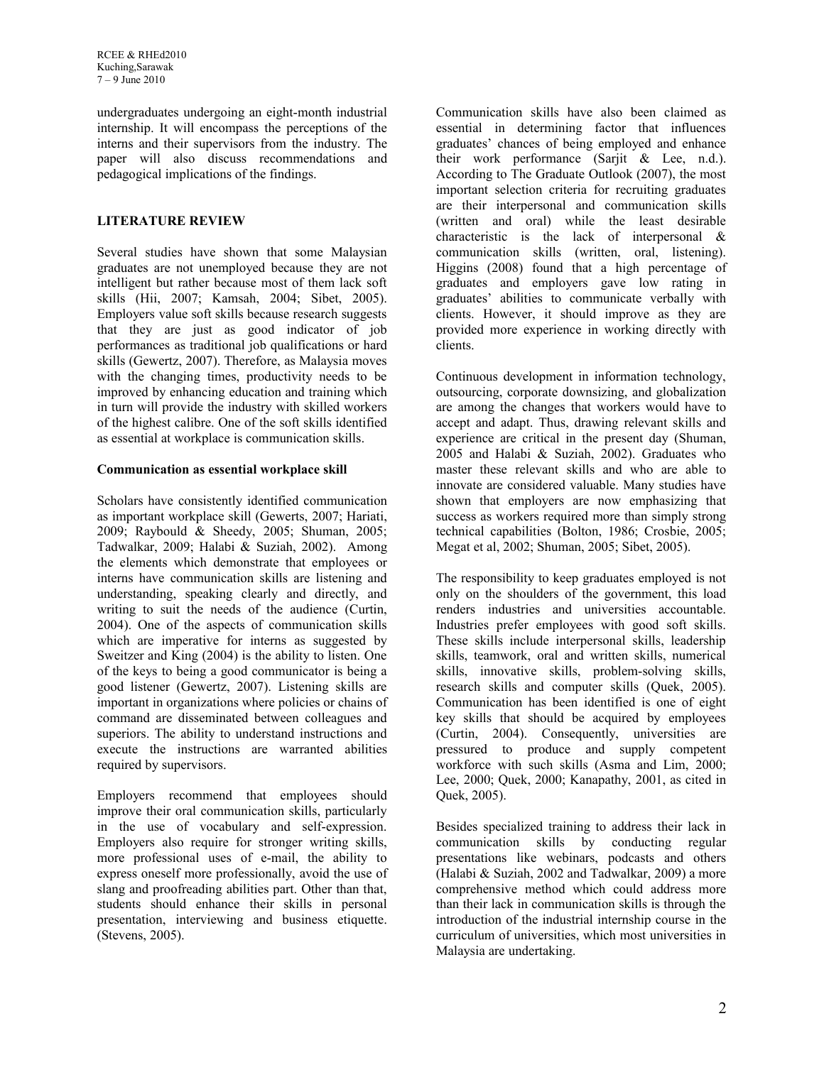undergraduates undergoing an eight-month industrial internship. It will encompass the perceptions of the interns and their supervisors from the industry. The paper will also discuss recommendations and pedagogical implications of the findings.

## LITERATURE REVIEW

Several studies have shown that some Malaysian graduates are not unemployed because they are not intelligent but rather because most of them lack soft skills (Hii, 2007; Kamsah, 2004; Sibet, 2005). Employers value soft skills because research suggests that they are just as good indicator of job performances as traditional job qualifications or hard skills (Gewertz, 2007). Therefore, as Malaysia moves with the changing times, productivity needs to be improved by enhancing education and training which in turn will provide the industry with skilled workers of the highest calibre. One of the soft skills identified as essential at workplace is communication skills.

### Communication as essential workplace skill

Scholars have consistently identified communication as important workplace skill (Gewerts, 2007; Hariati, 2009; Raybould & Sheedy, 2005; Shuman, 2005; Tadwalkar, 2009; Halabi & Suziah, 2002). Among the elements which demonstrate that employees or interns have communication skills are listening and understanding, speaking clearly and directly, and writing to suit the needs of the audience (Curtin, 2004). One of the aspects of communication skills which are imperative for interns as suggested by Sweitzer and King (2004) is the ability to listen. One of the keys to being a good communicator is being a good listener (Gewertz, 2007). Listening skills are important in organizations where policies or chains of command are disseminated between colleagues and superiors. The ability to understand instructions and execute the instructions are warranted abilities required by supervisors.

Employers recommend that employees should improve their oral communication skills, particularly in the use of vocabulary and self-expression. Employers also require for stronger writing skills, more professional uses of e-mail, the ability to express oneself more professionally, avoid the use of slang and proofreading abilities part. Other than that, students should enhance their skills in personal presentation, interviewing and business etiquette. (Stevens, 2005).

Communication skills have also been claimed as essential in determining factor that influences graduates' chances of being employed and enhance their work performance (Sarjit & Lee, n.d.). According to The Graduate Outlook (2007), the most important selection criteria for recruiting graduates are their interpersonal and communication skills (written and oral) while the least desirable characteristic is the lack of interpersonal & communication skills (written, oral, listening). Higgins (2008) found that a high percentage of graduates and employers gave low rating in graduates' abilities to communicate verbally with clients. However, it should improve as they are provided more experience in working directly with clients.

Continuous development in information technology, outsourcing, corporate downsizing, and globalization are among the changes that workers would have to accept and adapt. Thus, drawing relevant skills and experience are critical in the present day (Shuman, 2005 and Halabi & Suziah, 2002). Graduates who master these relevant skills and who are able to innovate are considered valuable. Many studies have shown that employers are now emphasizing that success as workers required more than simply strong technical capabilities (Bolton, 1986; Crosbie, 2005; Megat et al, 2002; Shuman, 2005; Sibet, 2005).

The responsibility to keep graduates employed is not only on the shoulders of the government, this load renders industries and universities accountable. Industries prefer employees with good soft skills. These skills include interpersonal skills, leadership skills, teamwork, oral and written skills, numerical skills, innovative skills, problem-solving skills, research skills and computer skills (Quek, 2005). Communication has been identified is one of eight key skills that should be acquired by employees (Curtin, 2004). Consequently, universities are pressured to produce and supply competent workforce with such skills (Asma and Lim, 2000; Lee, 2000; Quek, 2000; Kanapathy, 2001, as cited in Quek, 2005).

Besides specialized training to address their lack in communication skills by conducting regular presentations like webinars, podcasts and others (Halabi & Suziah, 2002 and Tadwalkar, 2009) a more comprehensive method which could address more than their lack in communication skills is through the introduction of the industrial internship course in the curriculum of universities, which most universities in Malaysia are undertaking.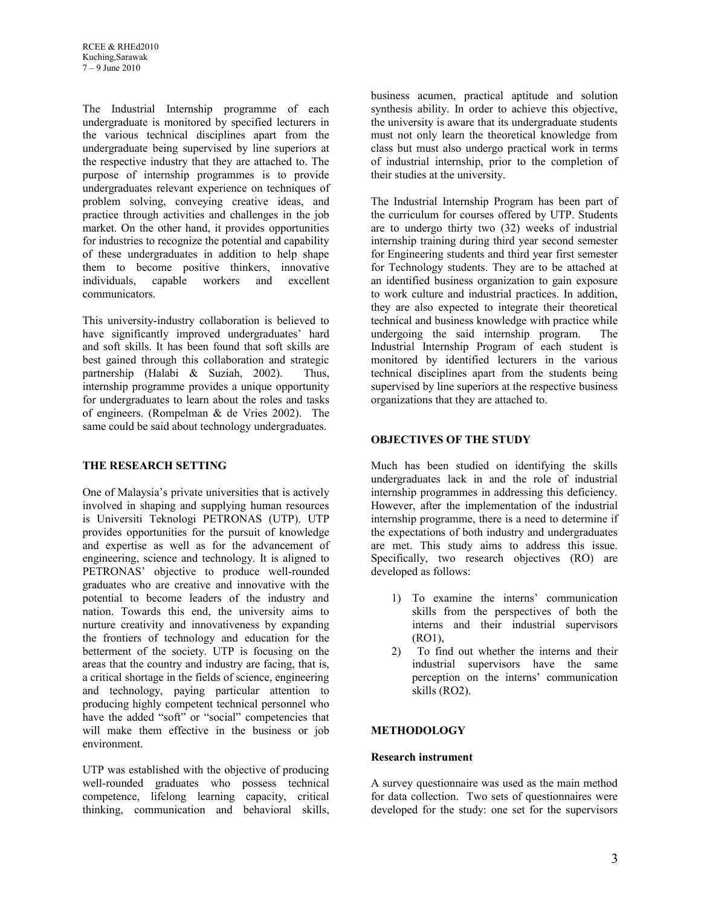The Industrial Internship programme of each undergraduate is monitored by specified lecturers in the various technical disciplines apart from the undergraduate being supervised by line superiors at the respective industry that they are attached to. The purpose of internship programmes is to provide undergraduates relevant experience on techniques of problem solving, conveying creative ideas, and practice through activities and challenges in the job market. On the other hand, it provides opportunities for industries to recognize the potential and capability of these undergraduates in addition to help shape them to become positive thinkers, innovative individuals, capable workers and excellent communicators.

This university-industry collaboration is believed to have significantly improved undergraduates' hard and soft skills. It has been found that soft skills are best gained through this collaboration and strategic partnership (Halabi & Suziah, 2002). Thus, internship programme provides a unique opportunity for undergraduates to learn about the roles and tasks of engineers. (Rompelman & de Vries 2002). The same could be said about technology undergraduates.

## THE RESEARCH SETTING

One of Malaysia's private universities that is actively involved in shaping and supplying human resources is Universiti Teknologi PETRONAS (UTP). UTP provides opportunities for the pursuit of knowledge and expertise as well as for the advancement of engineering, science and technology. It is aligned to PETRONAS' objective to produce well-rounded graduates who are creative and innovative with the potential to become leaders of the industry and nation. Towards this end, the university aims to nurture creativity and innovativeness by expanding the frontiers of technology and education for the betterment of the society. UTP is focusing on the areas that the country and industry are facing, that is, a critical shortage in the fields of science, engineering and technology, paying particular attention to producing highly competent technical personnel who have the added "soft" or "social" competencies that will make them effective in the business or job environment.

UTP was established with the objective of producing well-rounded graduates who possess technical competence, lifelong learning capacity, critical thinking, communication and behavioral skills, business acumen, practical aptitude and solution synthesis ability. In order to achieve this objective, the university is aware that its undergraduate students must not only learn the theoretical knowledge from class but must also undergo practical work in terms of industrial internship, prior to the completion of their studies at the university.

The Industrial Internship Program has been part of the curriculum for courses offered by UTP. Students are to undergo thirty two (32) weeks of industrial internship training during third year second semester for Engineering students and third year first semester for Technology students. They are to be attached at an identified business organization to gain exposure to work culture and industrial practices. In addition, they are also expected to integrate their theoretical technical and business knowledge with practice while undergoing the said internship program. The Industrial Internship Program of each student is monitored by identified lecturers in the various technical disciplines apart from the students being supervised by line superiors at the respective business organizations that they are attached to.

## OBJECTIVES OF THE STUDY

Much has been studied on identifying the skills undergraduates lack in and the role of industrial internship programmes in addressing this deficiency. However, after the implementation of the industrial internship programme, there is a need to determine if the expectations of both industry and undergraduates are met. This study aims to address this issue. Specifically, two research objectives (RO) are developed as follows:

1) To examine the interns' communication skills from the perspectives of both the interns and their industrial supervisors (RO1),
2) To find out whether the interns and their industrial supervisors have the same perception on the interns' communication skills (RO2).

## METHODOLOGY

### Research instrument

A survey questionnaire was used as the main method for data collection. Two sets of questionnaires were developed for the study: one set for the supervisors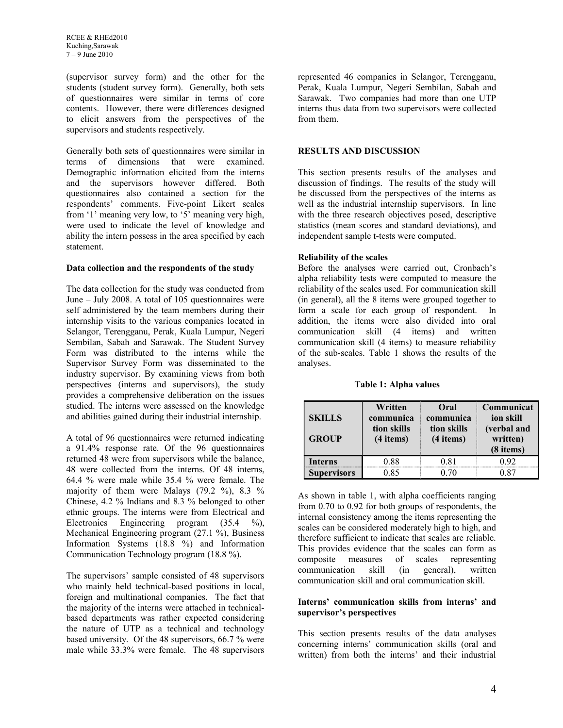(supervisor survey form) and the other for the students (student survey form). Generally, both sets of questionnaires were similar in terms of core contents. However, there were differences designed to elicit answers from the perspectives of the supervisors and students respectively.

Generally both sets of questionnaires were similar in terms of dimensions that were examined. Demographic information elicited from the interns and the supervisors however differed. Both questionnaires also contained a section for the respondents' comments. Five-point Likert scales from '1' meaning very low, to '5' meaning very high, were used to indicate the level of knowledge and ability the intern possess in the area specified by each statement.

**Data collection and the respondents of the study**

The data collection for the study was conducted from June – July 2008. A total of 105 questionnaires were self administered by the team members during their internship visits to the various companies located in Selangor, Terengganu, Perak, Kuala Lumpur, Negeri Sembilan, Sabah and Sarawak. The Student Survey Form was distributed to the interns while the Supervisor Survey Form was disseminated to the industry supervisor. By examining views from both perspectives (interns and supervisors), the study provides a comprehensive deliberation on the issues studied. The interns were assessed on the knowledge and abilities gained during their industrial internship.

A total of 96 questionnaires were returned indicating a 91.4% response rate. Of the 96 questionnaires returned 48 were from supervisors while the balance, 48 were collected from the interns. Of 48 interns, 64.4 % were male while 35.4 % were female. The majority of them were Malays (79.2 %), 8.3 % Chinese, 4.2 % Indians and 8.3 % belonged to other ethnic groups. The interns were from Electrical and Electronics Engineering program (35.4 %), Mechanical Engineering program (27.1 %), Business Information Systems (18.8 %) and Information Communication Technology program (18.8 %).

The supervisors' sample consisted of 48 supervisors who mainly held technical-based positions in local, foreign and multinational companies. The fact that the majority of the interns were attached in technical-based departments was rather expected considering the nature of UTP as a technical and technology based university. Of the 48 supervisors, 66.7 % were male while 33.3% were female. The 48 supervisors represented 46 companies in Selangor, Terengganu, Perak, Kuala Lumpur, Negeri Sembilan, Sabah and Sarawak. Two companies had more than one UTP interns thus data from two supervisors were collected from them.

## RESULTS AND DISCUSSION

This section presents results of the analyses and discussion of findings. The results of the study will be discussed from the perspectives of the interns as well as the industrial internship supervisors. In line with the three research objectives posed, descriptive statistics (mean scores and standard deviations), and independent sample t-tests were computed.

**Reliability of the scales**

Before the analyses were carried out, Cronbach's alpha reliability tests were computed to measure the reliability of the scales used. For communication skill (in general), all the 8 items were grouped together to form a scale for each group of respondent. In addition, the items were also divided into oral communication skill (4 items) and written communication skill (4 items) to measure reliability of the sub-scales. Table 1 shows the results of the analyses.

**Table 1: Alpha values**

| SKILLS / GROUP | Written communication skills (4 items) | Oral communication skills (4 items) | Communication skill (verbal and written) (8 items) |
|---|---|---|---|
| **Interns** | 0.88 | 0.81 | 0.92 |
| **Supervisors** | 0.85 | 0.70 | 0.87 |

As shown in table 1, with alpha coefficients ranging from 0.70 to 0.92 for both groups of respondents, the internal consistency among the items representing the scales can be considered moderately high to high, and therefore sufficient to indicate that scales are reliable. This provides evidence that the scales can form as composite measures of scales representing communication skill (in general), written communication skill and oral communication skill.

**Interns' communication skills from interns' and supervisor's perspectives**

This section presents results of the data analyses concerning interns' communication skills (oral and written) from both the interns' and their industrial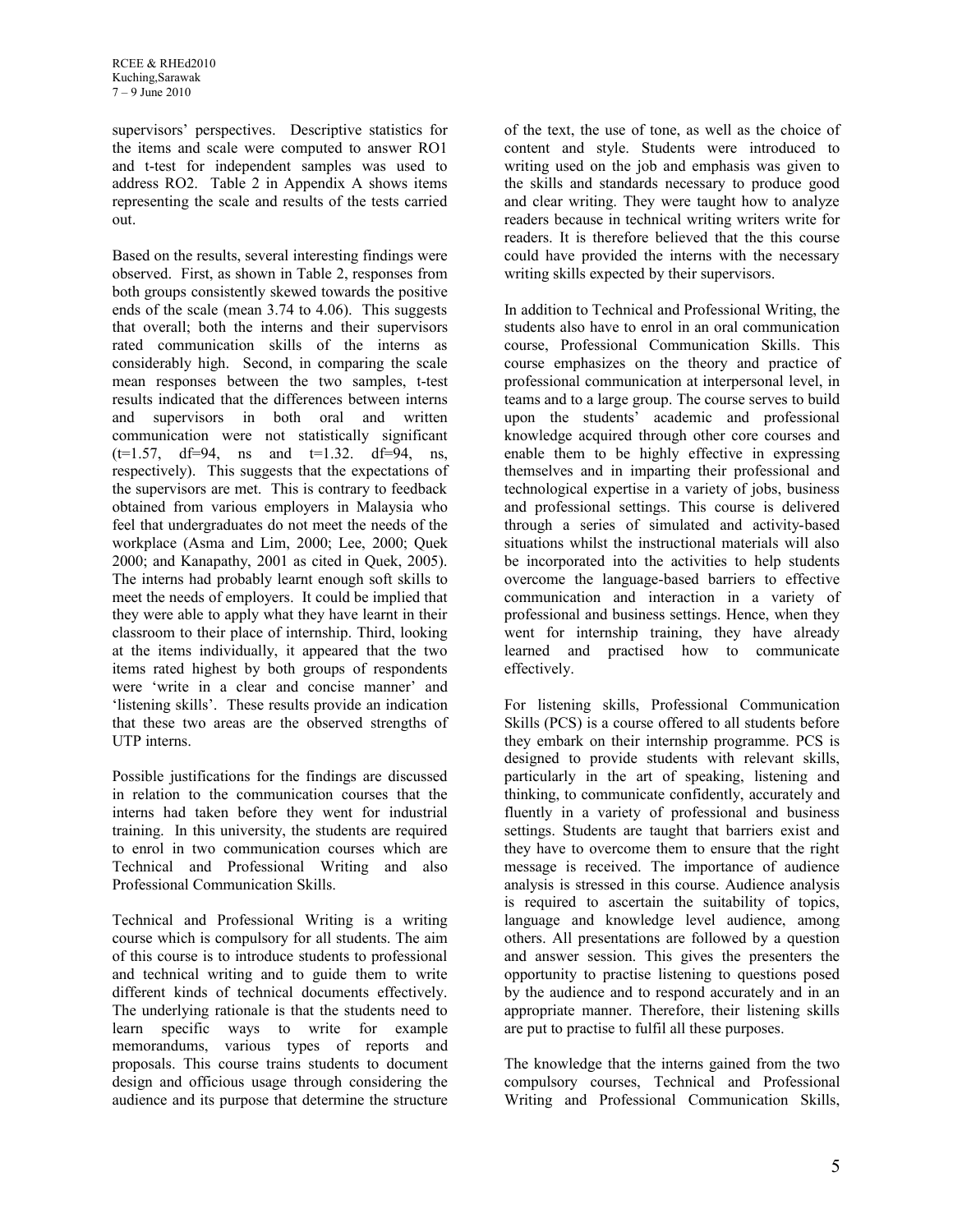supervisors' perspectives. Descriptive statistics for the items and scale were computed to answer RO1 and t-test for independent samples was used to address RO2. Table 2 in Appendix A shows items representing the scale and results of the tests carried out.

Based on the results, several interesting findings were observed. First, as shown in Table 2, responses from both groups consistently skewed towards the positive ends of the scale (mean 3.74 to 4.06). This suggests that overall; both the interns and their supervisors rated communication skills of the interns as considerably high. Second, in comparing the scale mean responses between the two samples, t-test results indicated that the differences between interns and supervisors in both oral and written communication were not statistically significant ($t=1.57$, $df=94$, ns and $t=1.32$. $df=94$, ns, respectively). This suggests that the expectations of the supervisors are met. This is contrary to feedback obtained from various employers in Malaysia who feel that undergraduates do not meet the needs of the workplace (Asma and Lim, 2000; Lee, 2000; Quek 2000; and Kanapathy, 2001 as cited in Quek, 2005). The interns had probably learnt enough soft skills to meet the needs of employers. It could be implied that they were able to apply what they have learnt in their classroom to their place of internship. Third, looking at the items individually, it appeared that the two items rated highest by both groups of respondents were 'write in a clear and concise manner' and 'listening skills'. These results provide an indication that these two areas are the observed strengths of UTP interns.

Possible justifications for the findings are discussed in relation to the communication courses that the interns had taken before they went for industrial training. In this university, the students are required to enrol in two communication courses which are Technical and Professional Writing and also Professional Communication Skills.

Technical and Professional Writing is a writing course which is compulsory for all students. The aim of this course is to introduce students to professional and technical writing and to guide them to write different kinds of technical documents effectively. The underlying rationale is that the students need to learn specific ways to write for example memorandums, various types of reports and proposals. This course trains students to document design and officious usage through considering the audience and its purpose that determine the structure of the text, the use of tone, as well as the choice of content and style. Students were introduced to writing used on the job and emphasis was given to the skills and standards necessary to produce good and clear writing. They were taught how to analyze readers because in technical writing writers write for readers. It is therefore believed that the this course could have provided the interns with the necessary writing skills expected by their supervisors.

In addition to Technical and Professional Writing, the students also have to enrol in an oral communication course, Professional Communication Skills. This course emphasizes on the theory and practice of professional communication at interpersonal level, in teams and to a large group. The course serves to build upon the students' academic and professional knowledge acquired through other core courses and enable them to be highly effective in expressing themselves and in imparting their professional and technological expertise in a variety of jobs, business and professional settings. This course is delivered through a series of simulated and activity-based situations whilst the instructional materials will also be incorporated into the activities to help students overcome the language-based barriers to effective communication and interaction in a variety of professional and business settings. Hence, when they went for internship training, they have already learned and practised how to communicate effectively.

For listening skills, Professional Communication Skills (PCS) is a course offered to all students before they embark on their internship programme. PCS is designed to provide students with relevant skills, particularly in the art of speaking, listening and thinking, to communicate confidently, accurately and fluently in a variety of professional and business settings. Students are taught that barriers exist and they have to overcome them to ensure that the right message is received. The importance of audience analysis is stressed in this course. Audience analysis is required to ascertain the suitability of topics, language and knowledge level audience, among others. All presentations are followed by a question and answer session. This gives the presenters the opportunity to practise listening to questions posed by the audience and to respond accurately and in an appropriate manner. Therefore, their listening skills are put to practise to fulfil all these purposes.

The knowledge that the interns gained from the two compulsory courses, Technical and Professional Writing and Professional Communication Skills,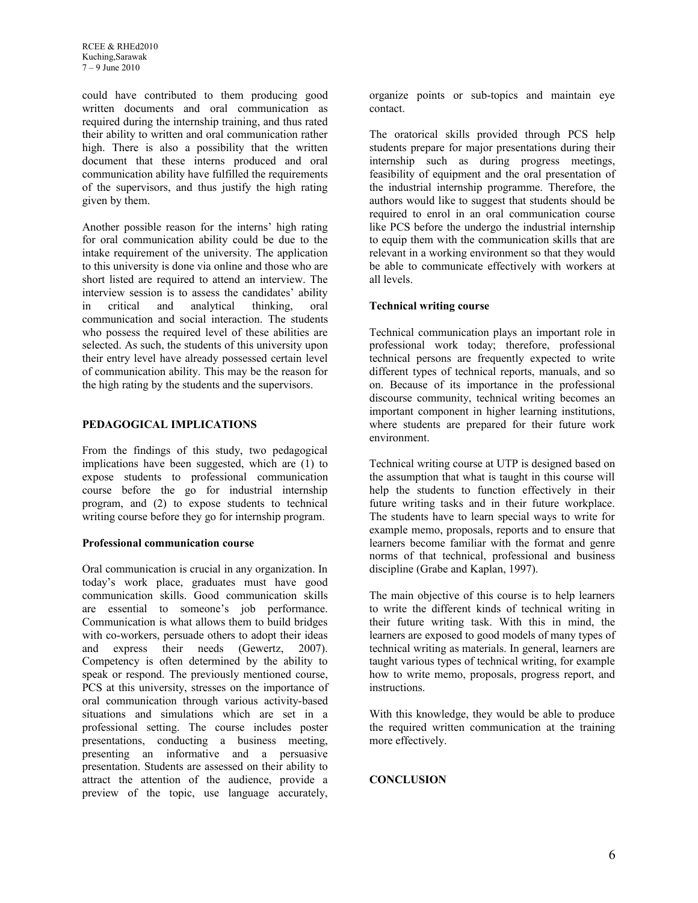could have contributed to them producing good written documents and oral communication as required during the internship training, and thus rated their ability to written and oral communication rather high. There is also a possibility that the written document that these interns produced and oral communication ability have fulfilled the requirements of the supervisors, and thus justify the high rating given by them.

Another possible reason for the interns' high rating for oral communication ability could be due to the intake requirement of the university. The application to this university is done via online and those who are short listed are required to attend an interview. The interview session is to assess the candidates' ability in critical and analytical thinking, oral communication and social interaction. The students who possess the required level of these abilities are selected. As such, the students of this university upon their entry level have already possessed certain level of communication ability. This may be the reason for the high rating by the students and the supervisors.

## PEDAGOGICAL IMPLICATIONS

From the findings of this study, two pedagogical implications have been suggested, which are (1) to expose students to professional communication course before the go for industrial internship program, and (2) to expose students to technical writing course before they go for internship program.

### Professional communication course

Oral communication is crucial in any organization. In today's work place, graduates must have good communication skills. Good communication skills are essential to someone's job performance. Communication is what allows them to build bridges with co-workers, persuade others to adopt their ideas and express their needs (Gewertz, 2007). Competency is often determined by the ability to speak or respond. The previously mentioned course, PCS at this university, stresses on the importance of oral communication through various activity-based situations and simulations which are set in a professional setting. The course includes poster presentations, conducting a business meeting, presenting an informative and a persuasive presentation. Students are assessed on their ability to attract the attention of the audience, provide a preview of the topic, use language accurately, organize points or sub-topics and maintain eye contact.

The oratorical skills provided through PCS help students prepare for major presentations during their internship such as during progress meetings, feasibility of equipment and the oral presentation of the industrial internship programme. Therefore, the authors would like to suggest that students should be required to enrol in an oral communication course like PCS before the undergo the industrial internship to equip them with the communication skills that are relevant in a working environment so that they would be able to communicate effectively with workers at all levels.

### Technical writing course

Technical communication plays an important role in professional work today; therefore, professional technical persons are frequently expected to write different types of technical reports, manuals, and so on. Because of its importance in the professional discourse community, technical writing becomes an important component in higher learning institutions, where students are prepared for their future work environment.

Technical writing course at UTP is designed based on the assumption that what is taught in this course will help the students to function effectively in their future writing tasks and in their future workplace. The students have to learn special ways to write for example memo, proposals, reports and to ensure that learners become familiar with the format and genre norms of that technical, professional and business discipline (Grabe and Kaplan, 1997).

The main objective of this course is to help learners to write the different kinds of technical writing in their future writing task. With this in mind, the learners are exposed to good models of many types of technical writing as materials. In general, learners are taught various types of technical writing, for example how to write memo, proposals, progress report, and instructions.

With this knowledge, they would be able to produce the required written communication at the training more effectively.

## CONCLUSION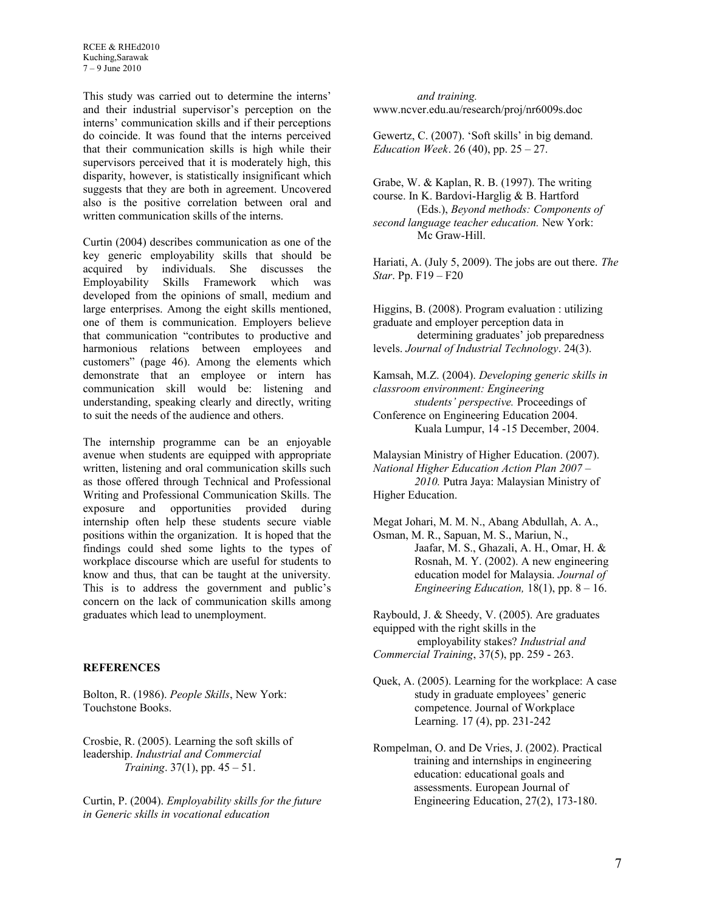This study was carried out to determine the interns' and their industrial supervisor's perception on the interns' communication skills and if their perceptions do coincide. It was found that the interns perceived that their communication skills is high while their supervisors perceived that it is moderately high, this disparity, however, is statistically insignificant which suggests that they are both in agreement. Uncovered also is the positive correlation between oral and written communication skills of the interns.

Curtin (2004) describes communication as one of the key generic employability skills that should be acquired by individuals. She discusses the Employability Skills Framework which was developed from the opinions of small, medium and large enterprises. Among the eight skills mentioned, one of them is communication. Employers believe that communication "contributes to productive and harmonious relations between employees and customers" (page 46). Among the elements which demonstrate that an employee or intern has communication skill would be: listening and understanding, speaking clearly and directly, writing to suit the needs of the audience and others.

The internship programme can be an enjoyable avenue when students are equipped with appropriate written, listening and oral communication skills such as those offered through Technical and Professional Writing and Professional Communication Skills. The exposure and opportunities provided during internship often help these students secure viable positions within the organization. It is hoped that the findings could shed some lights to the types of workplace discourse which are useful for students to know and thus, that can be taught at the university. This is to address the government and public's concern on the lack of communication skills among graduates which lead to unemployment.

## REFERENCES

Bolton, R. (1986). *People Skills*, New York: Touchstone Books.

Crosbie, R. (2005). Learning the soft skills of leadership. *Industrial and Commercial Training*. 37(1), pp. 45 – 51.

Curtin, P. (2004). *Employability skills for the future in Generic skills in vocational education and training.* www.ncver.edu.au/research/proj/nr6009s.doc

Gewertz, C. (2007). 'Soft skills' in big demand. *Education Week*. 26 (40), pp. 25 – 27.

Grabe, W. & Kaplan, R. B. (1997). The writing course. In K. Bardovi-Harglig & B. Hartford (Eds.), *Beyond methods: Components of second language teacher education.* New York: Mc Graw-Hill.

Hariati, A. (July 5, 2009). The jobs are out there. *The Star*. Pp. F19 – F20

Higgins, B. (2008). Program evaluation : utilizing graduate and employer perception data in determining graduates' job preparedness levels. *Journal of Industrial Technology*. 24(3).

Kamsah, M.Z. (2004). *Developing generic skills in classroom environment: Engineering students' perspective.* Proceedings of Conference on Engineering Education 2004. Kuala Lumpur, 14 -15 December, 2004.

Malaysian Ministry of Higher Education. (2007). *National Higher Education Action Plan 2007 – 2010.* Putra Jaya: Malaysian Ministry of Higher Education.

Megat Johari, M. M. N., Abang Abdullah, A. A., Osman, M. R., Sapuan, M. S., Mariun, N., Jaafar, M. S., Ghazali, A. H., Omar, H. & Rosnah, M. Y. (2002). A new engineering education model for Malaysia. *Journal of Engineering Education,* 18(1), pp. 8 – 16.

Raybould, J. & Sheedy, V. (2005). Are graduates equipped with the right skills in the employability stakes? *Industrial and Commercial Training*, 37(5), pp. 259 - 263.

Quek, A. (2005). Learning for the workplace: A case study in graduate employees' generic competence. Journal of Workplace Learning. 17 (4), pp. 231-242

Rompelman, O. and De Vries, J. (2002). Practical training and internships in engineering education: educational goals and assessments. European Journal of Engineering Education, 27(2), 173-180.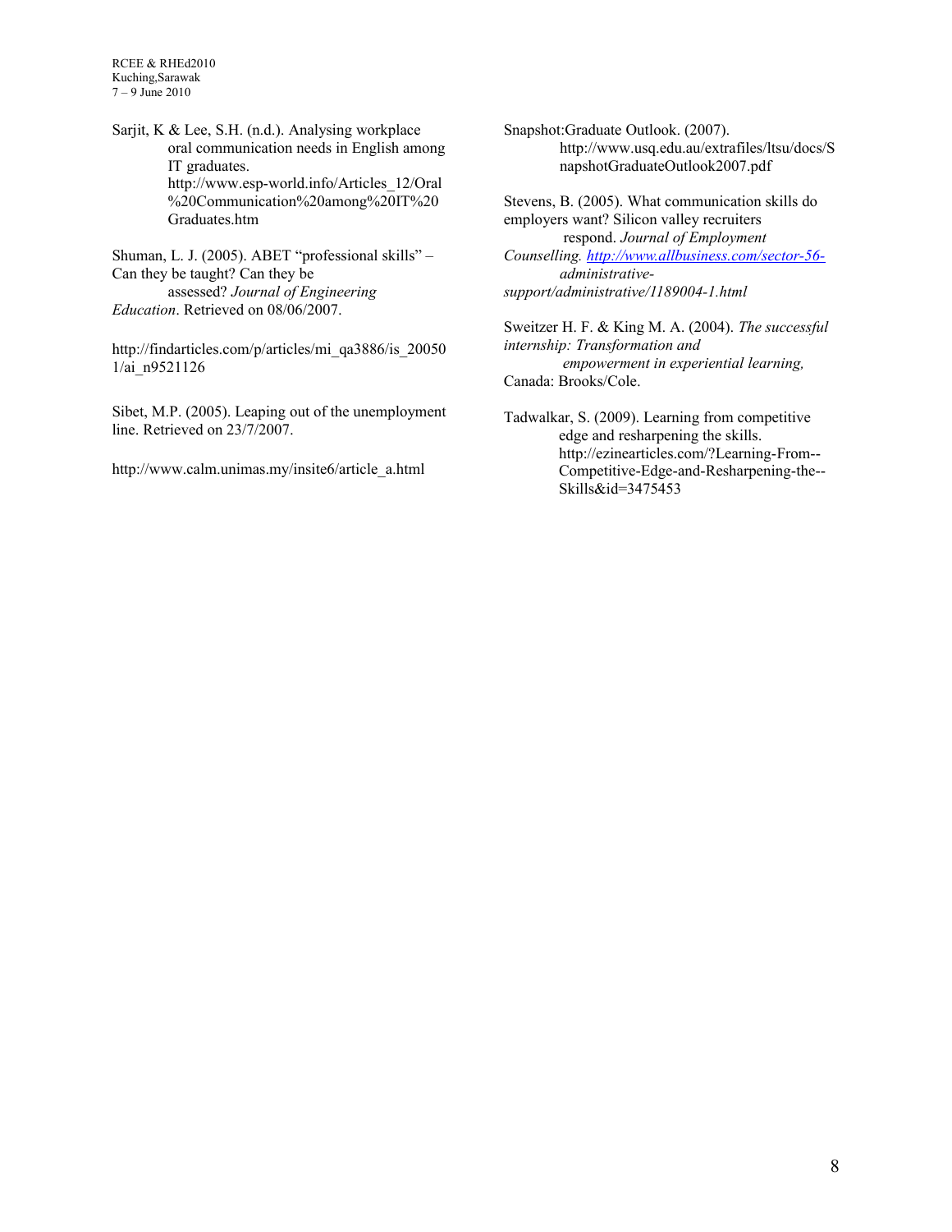Sarjit, K & Lee, S.H. (n.d.). Analysing workplace oral communication needs in English among IT graduates. http://www.esp-world.info/Articles_12/Oral%20Communication%20among%20IT%20Graduates.htm

Shuman, L. J. (2005). ABET "professional skills" – Can they be taught? Can they be assessed? *Journal of Engineering Education*. Retrieved on 08/06/2007.

http://findarticles.com/p/articles/mi_qa3886/is_200501/ai_n9521126

Sibet, M.P. (2005). Leaping out of the unemployment line. Retrieved on 23/7/2007.

http://www.calm.unimas.my/insite6/article_a.html

Snapshot:Graduate Outlook. (2007). http://www.usq.edu.au/extrafiles/ltsu/docs/SnapshotGraduateOutlook2007.pdf

Stevens, B. (2005). What communication skills do employers want? Silicon valley recruiters respond. *Journal of Employment Counselling. http://www.allbusiness.com/sector-56-administrative-support/administrative/1189004-1.html*

Sweitzer H. F. & King M. A. (2004). *The successful internship: Transformation and empowerment in experiential learning,* Canada: Brooks/Cole.

Tadwalkar, S. (2009). Learning from competitive edge and resharpening the skills. http://ezinearticles.com/?Learning-From--Competitive-Edge-and-Resharpening-the--Skills&id=3475453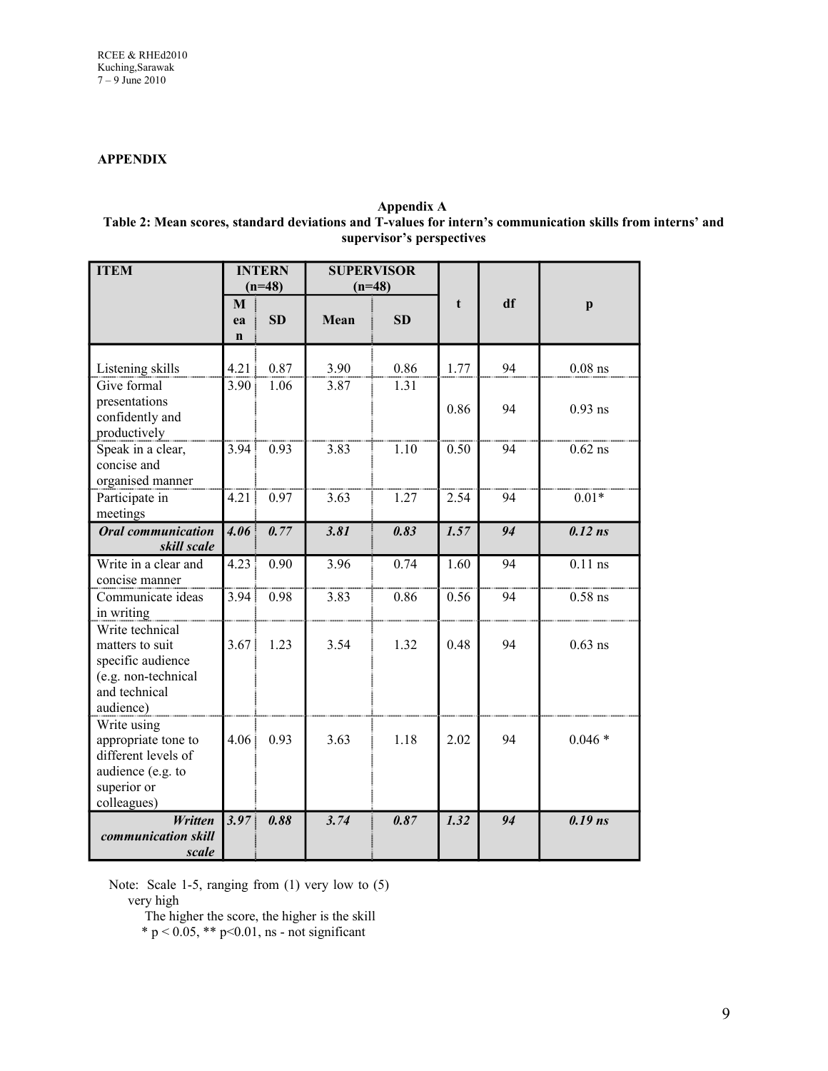## APPENDIX

**Appendix A**

**Table 2: Mean scores, standard deviations and T-values for intern's communication skills from interns' and supervisor's perspectives**

| ITEM | INTERN (n=48) | | SUPERVISOR (n=48) | | t | df | p |
|---|---|---|---|---|---|---|---|
| | Mean | SD | Mean | SD | | | |
| Listening skills | 4.21 | 0.87 | 3.90 | 0.86 | 1.77 | 94 | 0.08 ns |
| Give formal presentations confidently and productively | 3.90 | 1.06 | 3.87 | 1.31 | 0.86 | 94 | 0.93 ns |
| Speak in a clear, concise and organised manner | 3.94 | 0.93 | 3.83 | 1.10 | 0.50 | 94 | 0.62 ns |
| Participate in meetings | 4.21 | 0.97 | 3.63 | 1.27 | 2.54 | 94 | 0.01* |
| ***Oral communication skill scale*** | ***4.06*** | ***0.77*** | ***3.81*** | ***0.83*** | ***1.57*** | ***94*** | ***0.12 ns*** |
| Write in a clear and concise manner | 4.23 | 0.90 | 3.96 | 0.74 | 1.60 | 94 | 0.11 ns |
| Communicate ideas in writing | 3.94 | 0.98 | 3.83 | 0.86 | 0.56 | 94 | 0.58 ns |
| Write technical matters to suit specific audience (e.g. non-technical and technical audience) | 3.67 | 1.23 | 3.54 | 1.32 | 0.48 | 94 | 0.63 ns |
| Write using appropriate tone to different levels of audience (e.g. to superior or colleagues) | 4.06 | 0.93 | 3.63 | 1.18 | 2.02 | 94 | 0.046 * |
| ***Written communication skill scale*** | ***3.97*** | ***0.88*** | ***3.74*** | ***0.87*** | ***1.32*** | ***94*** | ***0.19 ns*** |

Note: Scale 1-5, ranging from (1) very low to (5) very high

The higher the score, the higher is the skill

* $p < 0.05$, ** $p<0.01$, ns - not significant